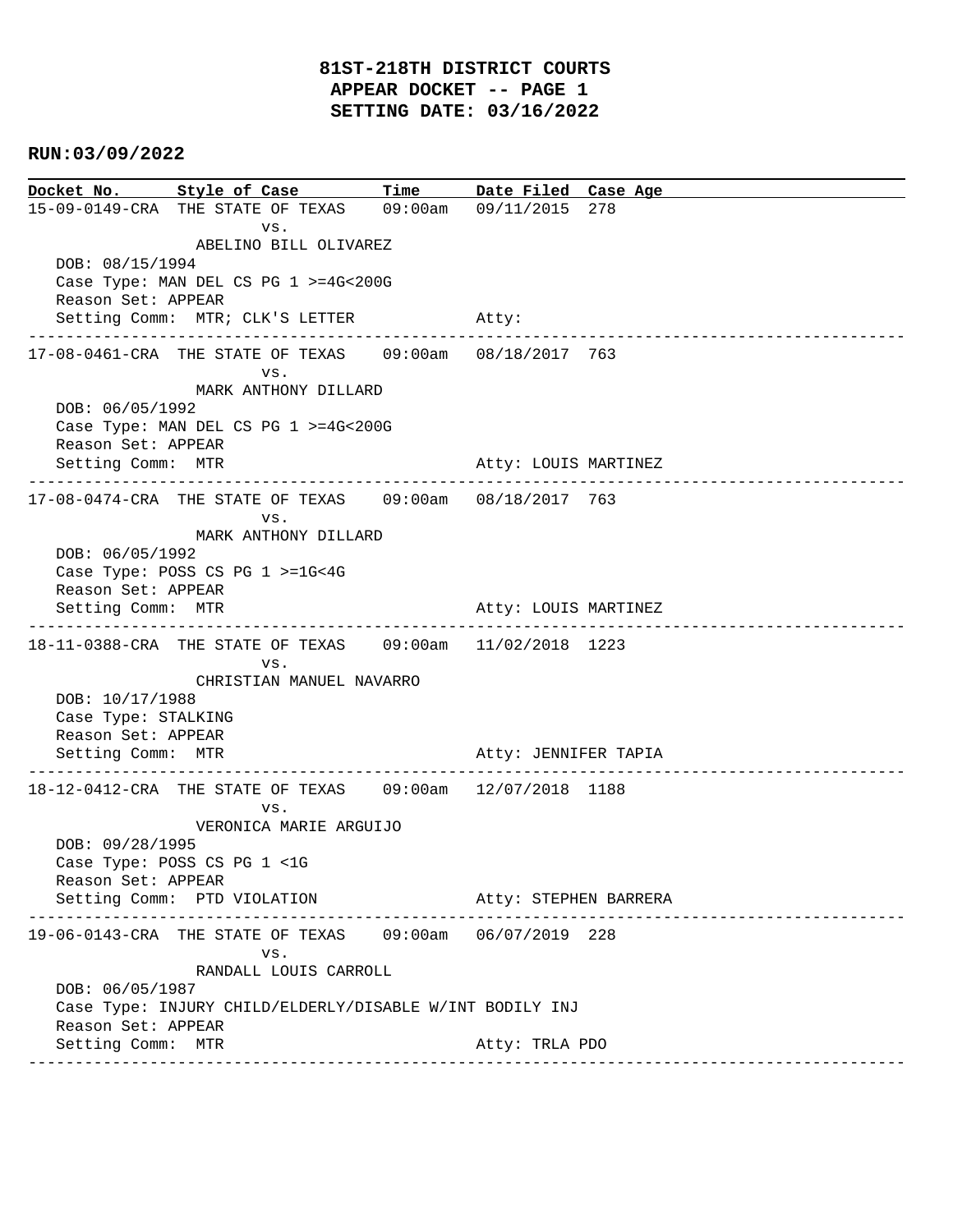# 81ST-218TH DISTRICT COURTS
## APPEAR DOCKET -- PAGE 1
## SETTING DATE: 03/16/2022

**RUN:03/09/2022**

| Docket No. | Style of Case | Time | Date Filed | Case Age |
|---|---|---|---|---|

```
15-09-0149-CRA  THE STATE OF TEXAS    09:00am   09/11/2015  278
                         vs.
                ABELINO BILL OLIVAREZ
   DOB: 08/15/1994
   Case Type: MAN DEL CS PG 1 >=4G<200G
   Reason Set: APPEAR
   Setting Comm:  MTR; CLK'S LETTER               Atty:
----------------------------------------------------------------------------------------------
17-08-0461-CRA  THE STATE OF TEXAS    09:00am   08/18/2017  763
                         vs.
                MARK ANTHONY DILLARD
   DOB: 06/05/1992
   Case Type: MAN DEL CS PG 1 >=4G<200G
   Reason Set: APPEAR
   Setting Comm:  MTR                             Atty: LOUIS MARTINEZ
----------------------------------------------------------------------------------------------
17-08-0474-CRA  THE STATE OF TEXAS    09:00am   08/18/2017  763
                         vs.
                MARK ANTHONY DILLARD
   DOB: 06/05/1992
   Case Type: POSS CS PG 1 >=1G<4G
   Reason Set: APPEAR
   Setting Comm:  MTR                             Atty: LOUIS MARTINEZ
----------------------------------------------------------------------------------------------
18-11-0388-CRA  THE STATE OF TEXAS    09:00am   11/02/2018  1223
                         vs.
                CHRISTIAN MANUEL NAVARRO
   DOB: 10/17/1988
   Case Type: STALKING
   Reason Set: APPEAR
   Setting Comm:  MTR                             Atty: JENNIFER TAPIA
----------------------------------------------------------------------------------------------
18-12-0412-CRA  THE STATE OF TEXAS    09:00am   12/07/2018  1188
                         vs.
                VERONICA MARIE ARGUIJO
   DOB: 09/28/1995
   Case Type: POSS CS PG 1 <1G
   Reason Set: APPEAR
   Setting Comm:  PTD VIOLATION                   Atty: STEPHEN BARRERA
----------------------------------------------------------------------------------------------
19-06-0143-CRA  THE STATE OF TEXAS    09:00am   06/07/2019  228
                         vs.
                RANDALL LOUIS CARROLL
   DOB: 06/05/1987
   Case Type: INJURY CHILD/ELDERLY/DISABLE W/INT BODILY INJ
   Reason Set: APPEAR
   Setting Comm:  MTR                             Atty: TRLA PDO
----------------------------------------------------------------------------------------------
```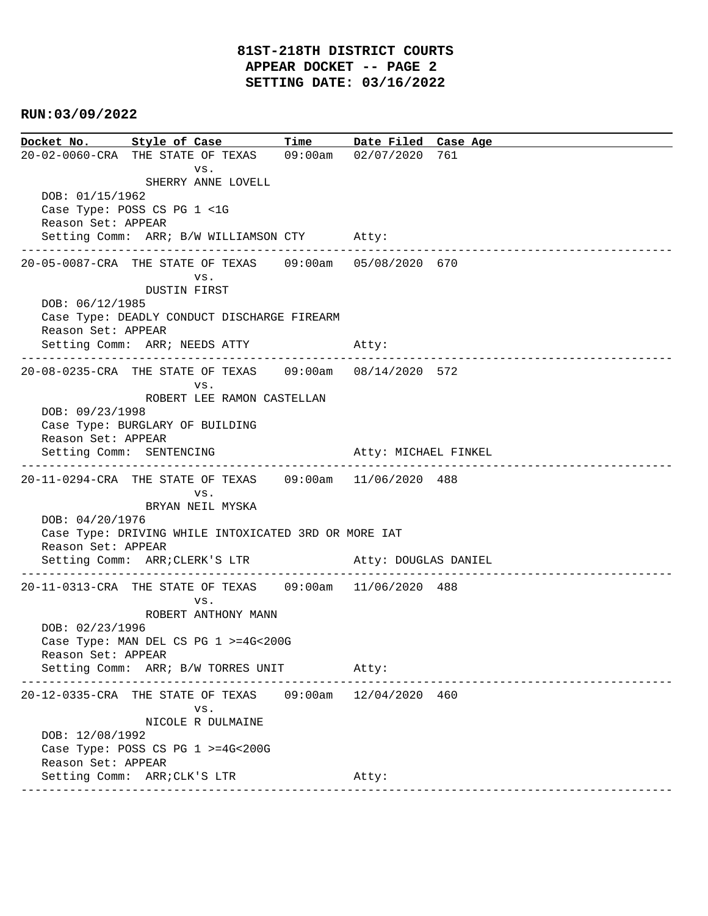# 81ST-218TH DISTRICT COURTS
## APPEAR DOCKET -- PAGE 2
## SETTING DATE: 03/16/2022

**RUN:03/09/2022**

| Docket No. | Style of Case | Time | Date Filed | Case Age |
|---|---|---|---|---|
| 20-02-0060-CRA | THE STATE OF TEXAS vs. SHERRY ANNE LOVELL | 09:00am | 02/07/2020 | 761 |

DOB: 01/15/1962
Case Type: POSS CS PG 1 <1G
Reason Set: APPEAR
Setting Comm: ARR; B/W WILLIAMSON CTY     Atty:

---

| Docket No. | Style of Case | Time | Date Filed | Case Age |
|---|---|---|---|---|
| 20-05-0087-CRA | THE STATE OF TEXAS vs. DUSTIN FIRST | 09:00am | 05/08/2020 | 670 |

DOB: 06/12/1985
Case Type: DEADLY CONDUCT DISCHARGE FIREARM
Reason Set: APPEAR
Setting Comm: ARR; NEEDS ATTY     Atty:

---

| Docket No. | Style of Case | Time | Date Filed | Case Age |
|---|---|---|---|---|
| 20-08-0235-CRA | THE STATE OF TEXAS vs. ROBERT LEE RAMON CASTELLAN | 09:00am | 08/14/2020 | 572 |

DOB: 09/23/1998
Case Type: BURGLARY OF BUILDING
Reason Set: APPEAR
Setting Comm: SENTENCING     Atty: MICHAEL FINKEL

---

| Docket No. | Style of Case | Time | Date Filed | Case Age |
|---|---|---|---|---|
| 20-11-0294-CRA | THE STATE OF TEXAS vs. BRYAN NEIL MYSKA | 09:00am | 11/06/2020 | 488 |

DOB: 04/20/1976
Case Type: DRIVING WHILE INTOXICATED 3RD OR MORE IAT
Reason Set: APPEAR
Setting Comm: ARR;CLERK'S LTR     Atty: DOUGLAS DANIEL

---

| Docket No. | Style of Case | Time | Date Filed | Case Age |
|---|---|---|---|---|
| 20-11-0313-CRA | THE STATE OF TEXAS vs. ROBERT ANTHONY MANN | 09:00am | 11/06/2020 | 488 |

DOB: 02/23/1996
Case Type: MAN DEL CS PG 1 >=4G<200G
Reason Set: APPEAR
Setting Comm: ARR; B/W TORRES UNIT     Atty:

---

| Docket No. | Style of Case | Time | Date Filed | Case Age |
|---|---|---|---|---|
| 20-12-0335-CRA | THE STATE OF TEXAS vs. NICOLE R DULMAINE | 09:00am | 12/04/2020 | 460 |

DOB: 12/08/1992
Case Type: POSS CS PG 1 >=4G<200G
Reason Set: APPEAR
Setting Comm: ARR;CLK'S LTR     Atty:

---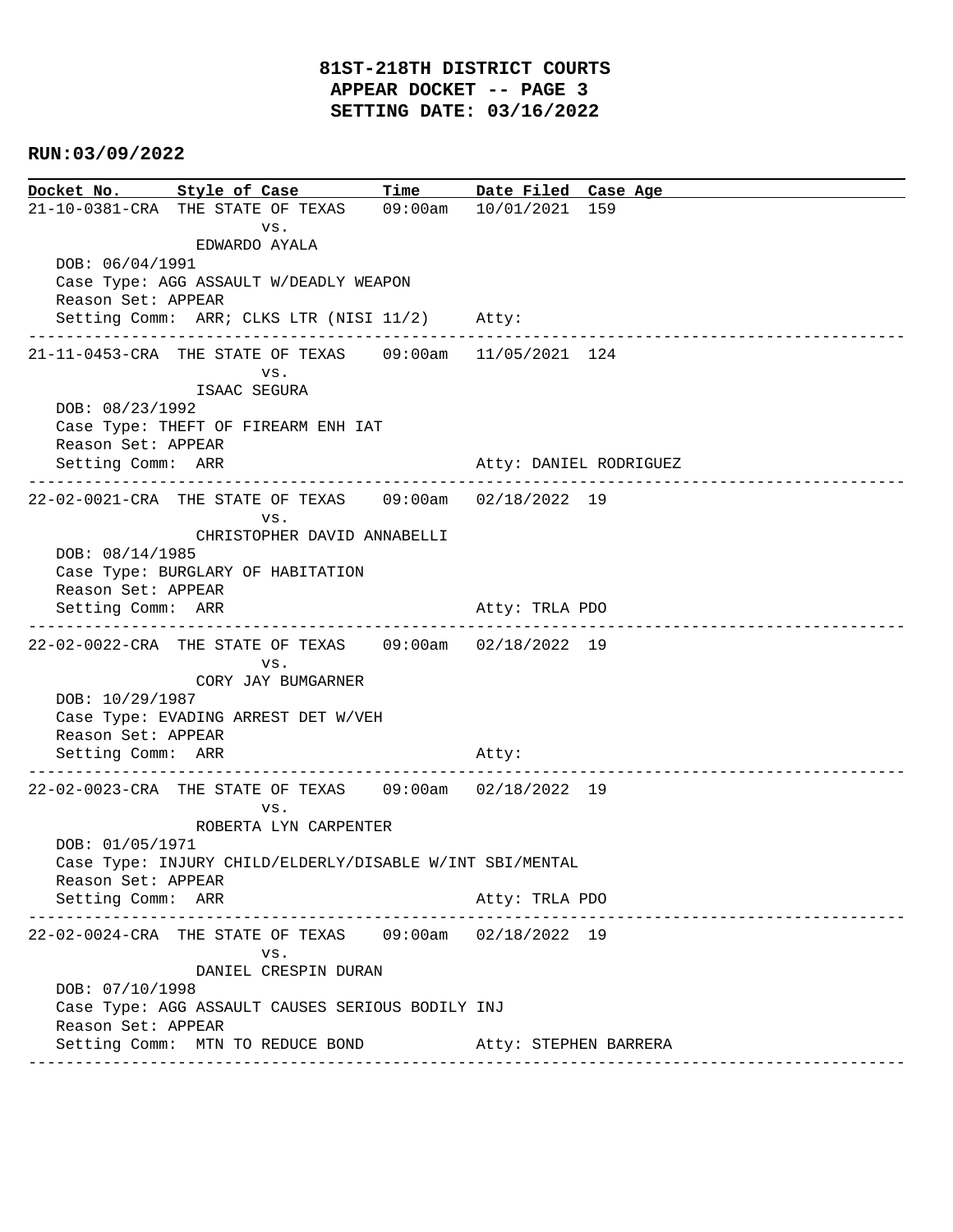# 81ST-218TH DISTRICT COURTS
## APPEAR DOCKET -- PAGE 3
## SETTING DATE: 03/16/2022

**RUN:03/09/2022**

| Docket No. | Style of Case | Time | Date Filed | Case Age |
|---|---|---|---|---|
| 21-10-0381-CRA | THE STATE OF TEXAS vs. EDWARDO AYALA | 09:00am | 10/01/2021 | 159 |

DOB: 06/04/1991
Case Type: AGG ASSAULT W/DEADLY WEAPON
Reason Set: APPEAR
Setting Comm: ARR; CLKS LTR (NISI 11/2) Atty:

---

| Docket No. | Style of Case | Time | Date Filed | Case Age |
|---|---|---|---|---|
| 21-11-0453-CRA | THE STATE OF TEXAS vs. ISAAC SEGURA | 09:00am | 11/05/2021 | 124 |

DOB: 08/23/1992
Case Type: THEFT OF FIREARM ENH IAT
Reason Set: APPEAR
Setting Comm: ARR Atty: DANIEL RODRIGUEZ

---

| Docket No. | Style of Case | Time | Date Filed | Case Age |
|---|---|---|---|---|
| 22-02-0021-CRA | THE STATE OF TEXAS vs. CHRISTOPHER DAVID ANNABELLI | 09:00am | 02/18/2022 | 19 |

DOB: 08/14/1985
Case Type: BURGLARY OF HABITATION
Reason Set: APPEAR
Setting Comm: ARR Atty: TRLA PDO

---

| Docket No. | Style of Case | Time | Date Filed | Case Age |
|---|---|---|---|---|
| 22-02-0022-CRA | THE STATE OF TEXAS vs. CORY JAY BUMGARNER | 09:00am | 02/18/2022 | 19 |

DOB: 10/29/1987
Case Type: EVADING ARREST DET W/VEH
Reason Set: APPEAR
Setting Comm: ARR Atty:

---

| Docket No. | Style of Case | Time | Date Filed | Case Age |
|---|---|---|---|---|
| 22-02-0023-CRA | THE STATE OF TEXAS vs. ROBERTA LYN CARPENTER | 09:00am | 02/18/2022 | 19 |

DOB: 01/05/1971
Case Type: INJURY CHILD/ELDERLY/DISABLE W/INT SBI/MENTAL
Reason Set: APPEAR
Setting Comm: ARR Atty: TRLA PDO

---

| Docket No. | Style of Case | Time | Date Filed | Case Age |
|---|---|---|---|---|
| 22-02-0024-CRA | THE STATE OF TEXAS vs. DANIEL CRESPIN DURAN | 09:00am | 02/18/2022 | 19 |

DOB: 07/10/1998
Case Type: AGG ASSAULT CAUSES SERIOUS BODILY INJ
Reason Set: APPEAR
Setting Comm: MTN TO REDUCE BOND Atty: STEPHEN BARRERA

---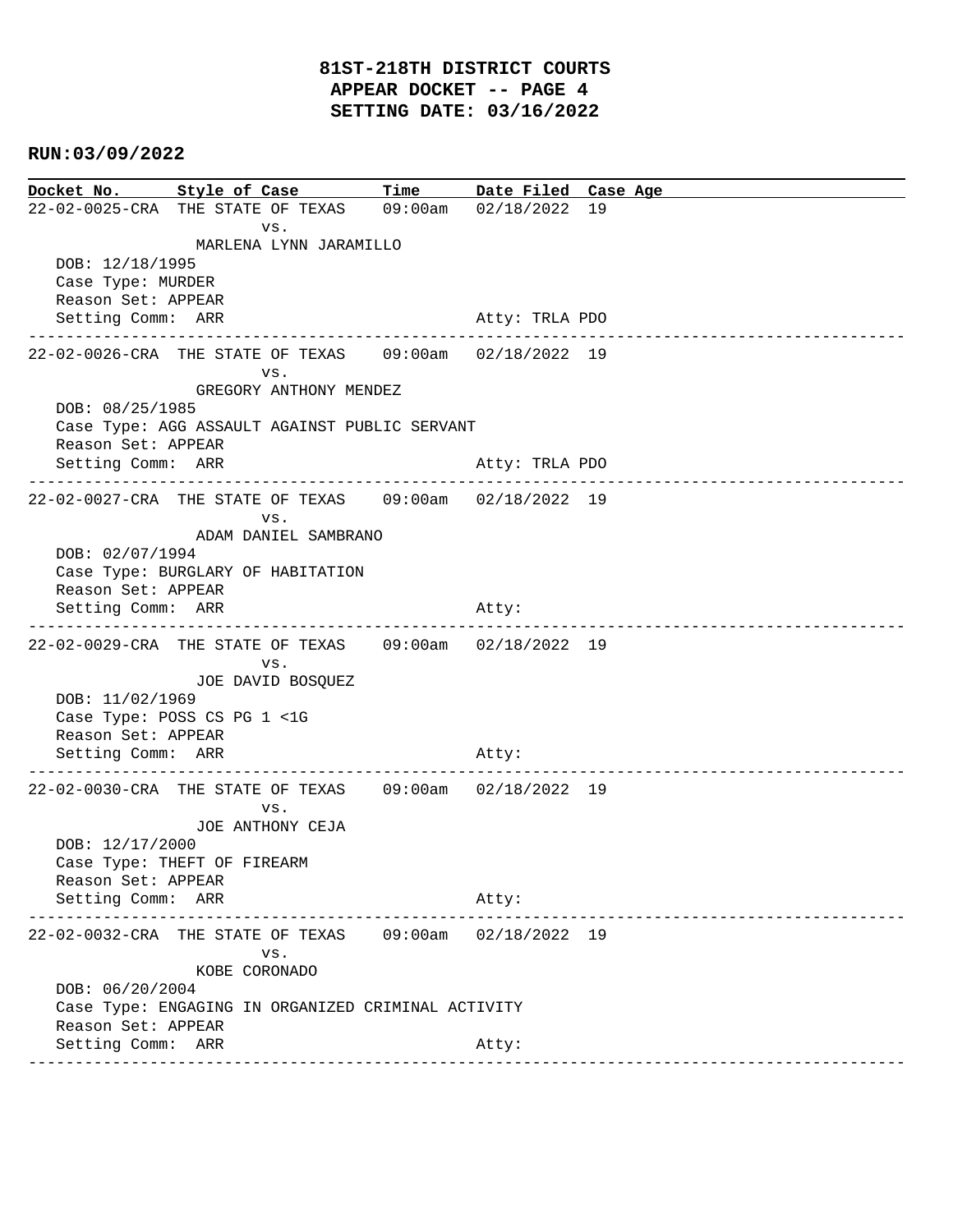# 81ST-218TH DISTRICT COURTS
## APPEAR DOCKET -- PAGE 4
## SETTING DATE: 03/16/2022

**RUN:03/09/2022**

| Docket No. | Style of Case | Time | Date Filed | Case Age |
|---|---|---|---|---|
| 22-02-0025-CRA | THE STATE OF TEXAS vs. MARLENA LYNN JARAMILLO | 09:00am | 02/18/2022 | 19 |

DOB: 12/18/1995
Case Type: MURDER
Reason Set: APPEAR
Setting Comm: ARR — Atty: TRLA PDO

---

| Docket No. | Style of Case | Time | Date Filed | Case Age |
|---|---|---|---|---|
| 22-02-0026-CRA | THE STATE OF TEXAS vs. GREGORY ANTHONY MENDEZ | 09:00am | 02/18/2022 | 19 |

DOB: 08/25/1985
Case Type: AGG ASSAULT AGAINST PUBLIC SERVANT
Reason Set: APPEAR
Setting Comm: ARR — Atty: TRLA PDO

---

| Docket No. | Style of Case | Time | Date Filed | Case Age |
|---|---|---|---|---|
| 22-02-0027-CRA | THE STATE OF TEXAS vs. ADAM DANIEL SAMBRANO | 09:00am | 02/18/2022 | 19 |

DOB: 02/07/1994
Case Type: BURGLARY OF HABITATION
Reason Set: APPEAR
Setting Comm: ARR — Atty:

---

| Docket No. | Style of Case | Time | Date Filed | Case Age |
|---|---|---|---|---|
| 22-02-0029-CRA | THE STATE OF TEXAS vs. JOE DAVID BOSQUEZ | 09:00am | 02/18/2022 | 19 |

DOB: 11/02/1969
Case Type: POSS CS PG 1 <1G
Reason Set: APPEAR
Setting Comm: ARR — Atty:

---

| Docket No. | Style of Case | Time | Date Filed | Case Age |
|---|---|---|---|---|
| 22-02-0030-CRA | THE STATE OF TEXAS vs. JOE ANTHONY CEJA | 09:00am | 02/18/2022 | 19 |

DOB: 12/17/2000
Case Type: THEFT OF FIREARM
Reason Set: APPEAR
Setting Comm: ARR — Atty:

---

| Docket No. | Style of Case | Time | Date Filed | Case Age |
|---|---|---|---|---|
| 22-02-0032-CRA | THE STATE OF TEXAS vs. KOBE CORONADO | 09:00am | 02/18/2022 | 19 |

DOB: 06/20/2004
Case Type: ENGAGING IN ORGANIZED CRIMINAL ACTIVITY
Reason Set: APPEAR
Setting Comm: ARR — Atty:

---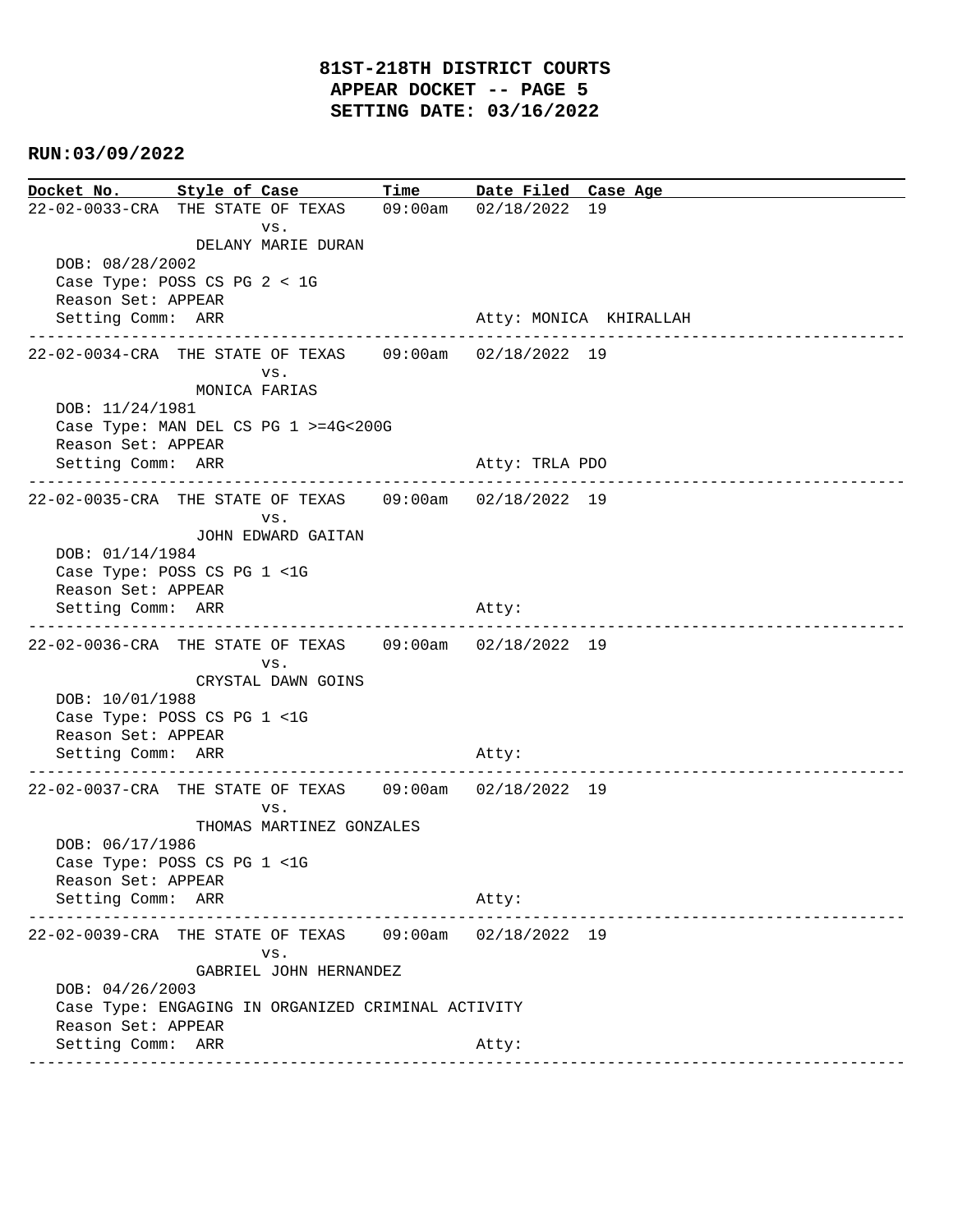# 81ST-218TH DISTRICT COURTS
## APPEAR DOCKET -- PAGE 5
## SETTING DATE: 03/16/2022

**RUN:03/09/2022**

| Docket No. | Style of Case | Time | Date Filed | Case Age |
|---|---|---|---|---|

22-02-0033-CRA THE STATE OF TEXAS 09:00am 02/18/2022 19
vs.
DELANY MARIE DURAN
DOB: 08/28/2002
Case Type: POSS CS PG 2 < 1G
Reason Set: APPEAR
Setting Comm: ARR Atty: MONICA KHIRALLAH

---

22-02-0034-CRA THE STATE OF TEXAS 09:00am 02/18/2022 19
vs.
MONICA FARIAS
DOB: 11/24/1981
Case Type: MAN DEL CS PG 1 >=4G<200G
Reason Set: APPEAR
Setting Comm: ARR Atty: TRLA PDO

---

22-02-0035-CRA THE STATE OF TEXAS 09:00am 02/18/2022 19
vs.
JOHN EDWARD GAITAN
DOB: 01/14/1984
Case Type: POSS CS PG 1 <1G
Reason Set: APPEAR
Setting Comm: ARR Atty:

---

22-02-0036-CRA THE STATE OF TEXAS 09:00am 02/18/2022 19
vs.
CRYSTAL DAWN GOINS
DOB: 10/01/1988
Case Type: POSS CS PG 1 <1G
Reason Set: APPEAR
Setting Comm: ARR Atty:

---

22-02-0037-CRA THE STATE OF TEXAS 09:00am 02/18/2022 19
vs.
THOMAS MARTINEZ GONZALES
DOB: 06/17/1986
Case Type: POSS CS PG 1 <1G
Reason Set: APPEAR
Setting Comm: ARR Atty:

---

22-02-0039-CRA THE STATE OF TEXAS 09:00am 02/18/2022 19
vs.
GABRIEL JOHN HERNANDEZ
DOB: 04/26/2003
Case Type: ENGAGING IN ORGANIZED CRIMINAL ACTIVITY
Reason Set: APPEAR
Setting Comm: ARR Atty:

---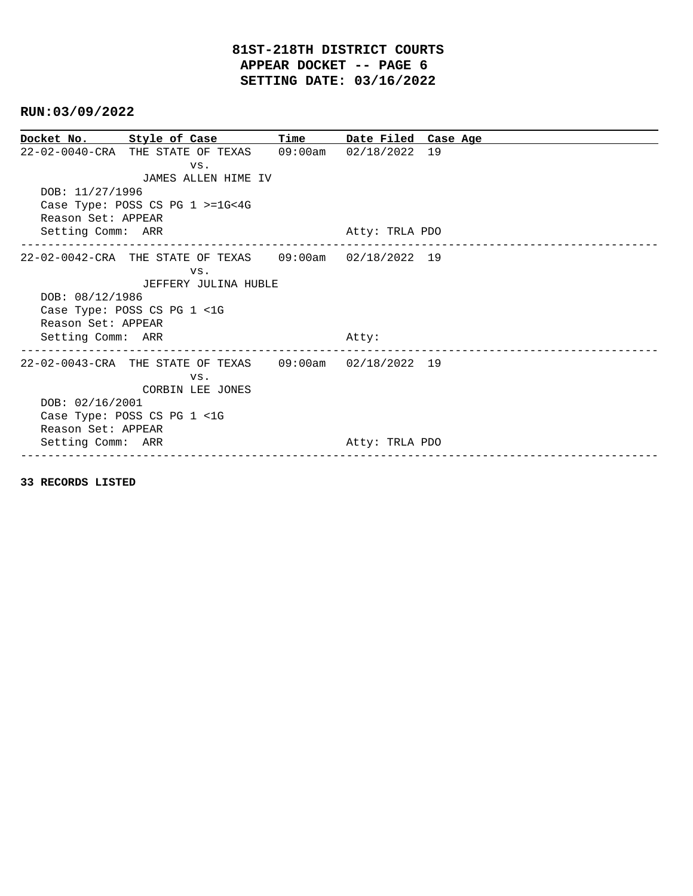**81ST-218TH DISTRICT COURTS**
**APPEAR DOCKET -- PAGE 6**
**SETTING DATE: 03/16/2022**

**RUN:03/09/2022**

| Docket No. | Style of Case | Time | Date Filed | Case Age |
|---|---|---|---|---|
| 22-02-0040-CRA | THE STATE OF TEXAS vs. JAMES ALLEN HIME IV | 09:00am | 02/18/2022 | 19 |

DOB: 11/27/1996
Case Type: POSS CS PG 1 >=1G<4G
Reason Set: APPEAR
Setting Comm: ARR
Atty: TRLA PDO

---

| Docket No. | Style of Case | Time | Date Filed | Case Age |
|---|---|---|---|---|
| 22-02-0042-CRA | THE STATE OF TEXAS vs. JEFFERY JULINA HUBLE | 09:00am | 02/18/2022 | 19 |

DOB: 08/12/1986
Case Type: POSS CS PG 1 <1G
Reason Set: APPEAR
Setting Comm: ARR
Atty:

---

| Docket No. | Style of Case | Time | Date Filed | Case Age |
|---|---|---|---|---|
| 22-02-0043-CRA | THE STATE OF TEXAS vs. CORBIN LEE JONES | 09:00am | 02/18/2022 | 19 |

DOB: 02/16/2001
Case Type: POSS CS PG 1 <1G
Reason Set: APPEAR
Setting Comm: ARR
Atty: TRLA PDO

---

**33 RECORDS LISTED**